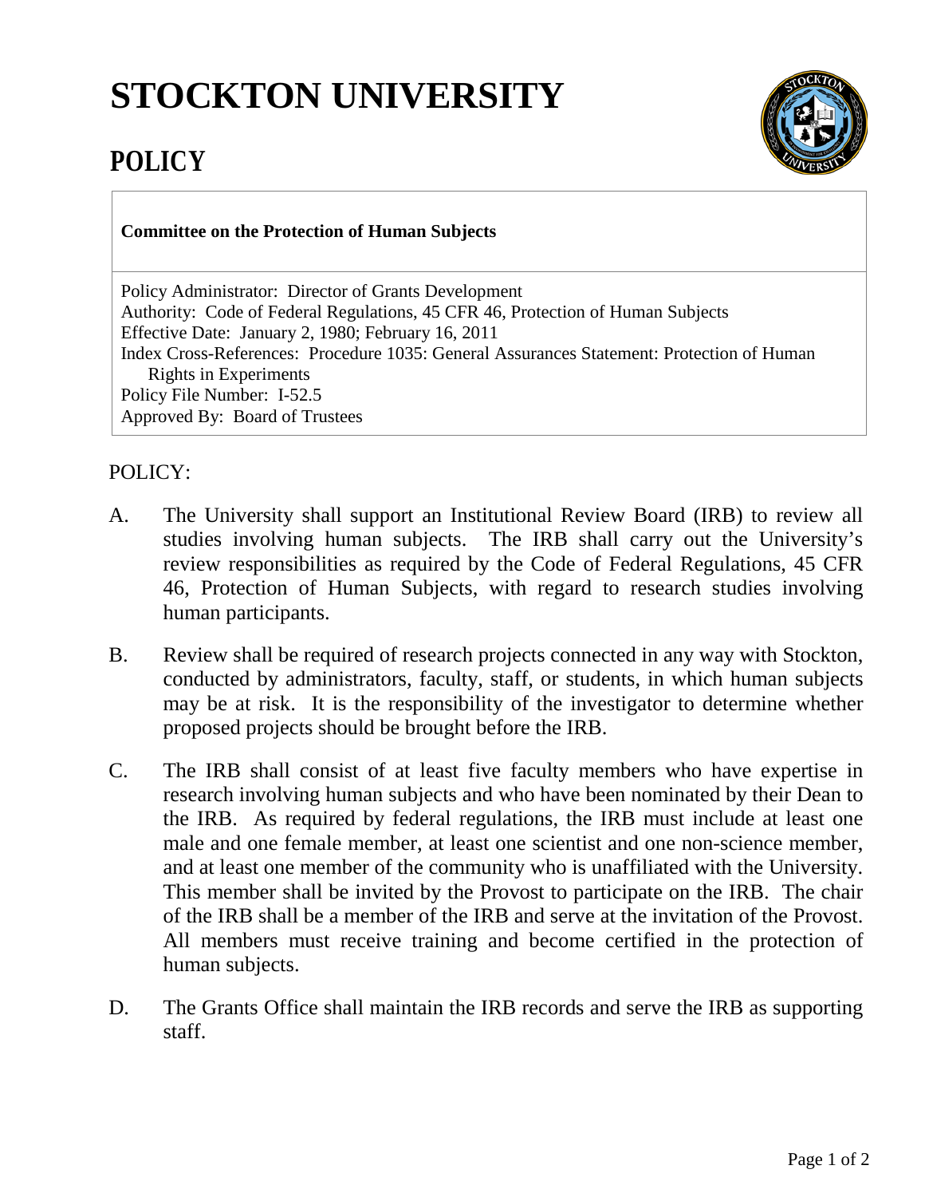# STOCKTON UNIVERSITY

## POLICY

**Committee on the Protection of Human Subjects**

Policy Administrator: Director of Grants Development
Authority: Code of Federal Regulations, 45 CFR 46, Protection of Human Subjects
Effective Date: January 2, 1980; February 16, 2011
Index Cross-References: Procedure 1035: General Assurances Statement: Protection of Human Rights in Experiments
Policy File Number: I-52.5
Approved By: Board of Trustees

POLICY:

A. The University shall support an Institutional Review Board (IRB) to review all studies involving human subjects. The IRB shall carry out the University's review responsibilities as required by the Code of Federal Regulations, 45 CFR 46, Protection of Human Subjects, with regard to research studies involving human participants.

B. Review shall be required of research projects connected in any way with Stockton, conducted by administrators, faculty, staff, or students, in which human subjects may be at risk. It is the responsibility of the investigator to determine whether proposed projects should be brought before the IRB.

C. The IRB shall consist of at least five faculty members who have expertise in research involving human subjects and who have been nominated by their Dean to the IRB. As required by federal regulations, the IRB must include at least one male and one female member, at least one scientist and one non-science member, and at least one member of the community who is unaffiliated with the University. This member shall be invited by the Provost to participate on the IRB. The chair of the IRB shall be a member of the IRB and serve at the invitation of the Provost. All members must receive training and become certified in the protection of human subjects.

D. The Grants Office shall maintain the IRB records and serve the IRB as supporting staff.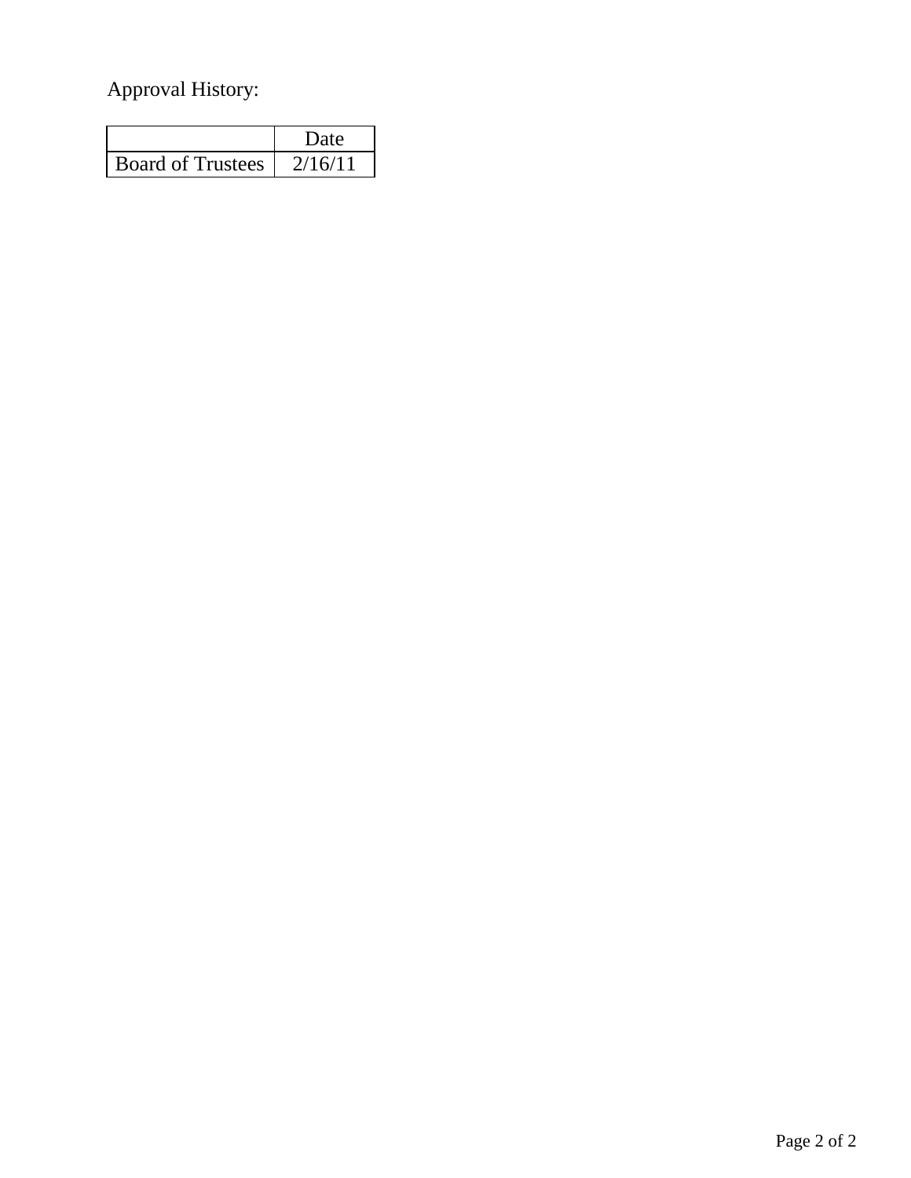Approval History:

| | Date |
|---|---|
| Board of Trustees | 2/16/11 |